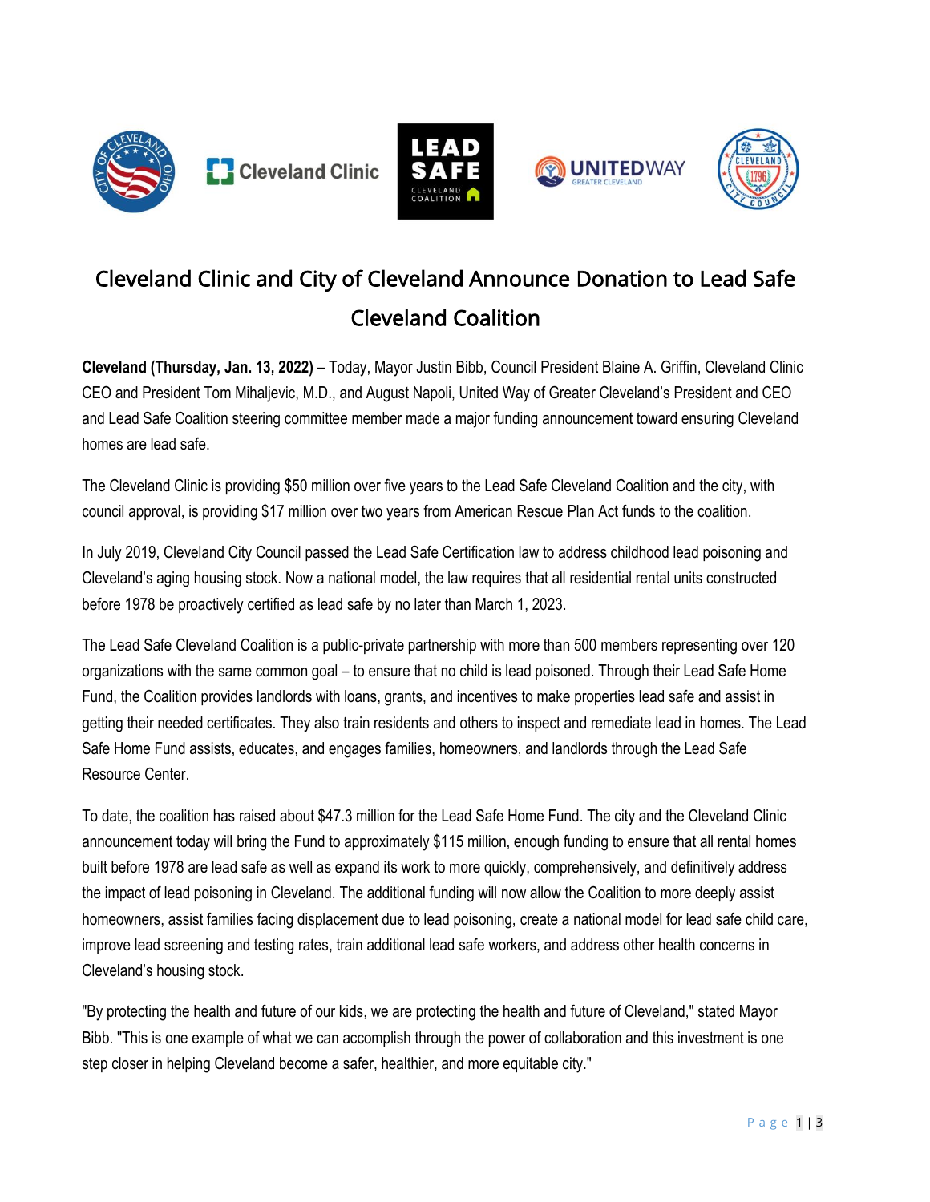# Cleveland Clinic and City of Cleveland Announce Donation to Lead Safe Cleveland Coalition

**Cleveland (Thursday, Jan. 13, 2022)** – Today, Mayor Justin Bibb, Council President Blaine A. Griffin, Cleveland Clinic CEO and President Tom Mihaljevic, M.D., and August Napoli, United Way of Greater Cleveland's President and CEO and Lead Safe Coalition steering committee member made a major funding announcement toward ensuring Cleveland homes are lead safe.

The Cleveland Clinic is providing $50 million over five years to the Lead Safe Cleveland Coalition and the city, with council approval, is providing $17 million over two years from American Rescue Plan Act funds to the coalition.

In July 2019, Cleveland City Council passed the Lead Safe Certification law to address childhood lead poisoning and Cleveland's aging housing stock. Now a national model, the law requires that all residential rental units constructed before 1978 be proactively certified as lead safe by no later than March 1, 2023.

The Lead Safe Cleveland Coalition is a public-private partnership with more than 500 members representing over 120 organizations with the same common goal – to ensure that no child is lead poisoned. Through their Lead Safe Home Fund, the Coalition provides landlords with loans, grants, and incentives to make properties lead safe and assist in getting their needed certificates. They also train residents and others to inspect and remediate lead in homes. The Lead Safe Home Fund assists, educates, and engages families, homeowners, and landlords through the Lead Safe Resource Center.

To date, the coalition has raised about $47.3 million for the Lead Safe Home Fund. The city and the Cleveland Clinic announcement today will bring the Fund to approximately $115 million, enough funding to ensure that all rental homes built before 1978 are lead safe as well as expand its work to more quickly, comprehensively, and definitively address the impact of lead poisoning in Cleveland. The additional funding will now allow the Coalition to more deeply assist homeowners, assist families facing displacement due to lead poisoning, create a national model for lead safe child care, improve lead screening and testing rates, train additional lead safe workers, and address other health concerns in Cleveland's housing stock.

"By protecting the health and future of our kids, we are protecting the health and future of Cleveland," stated Mayor Bibb. "This is one example of what we can accomplish through the power of collaboration and this investment is one step closer in helping Cleveland become a safer, healthier, and more equitable city."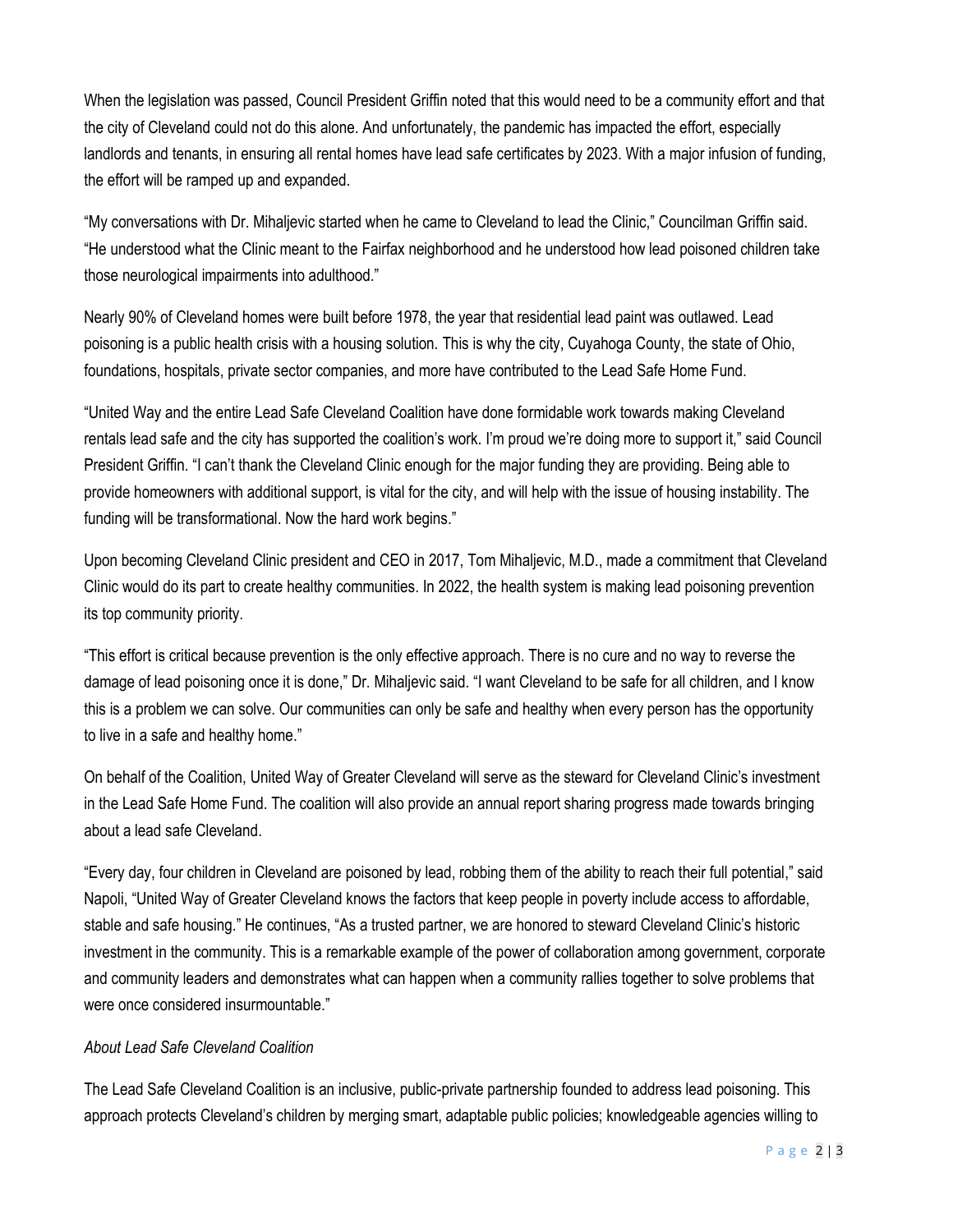When the legislation was passed, Council President Griffin noted that this would need to be a community effort and that the city of Cleveland could not do this alone. And unfortunately, the pandemic has impacted the effort, especially landlords and tenants, in ensuring all rental homes have lead safe certificates by 2023. With a major infusion of funding, the effort will be ramped up and expanded.

"My conversations with Dr. Mihaljevic started when he came to Cleveland to lead the Clinic," Councilman Griffin said. "He understood what the Clinic meant to the Fairfax neighborhood and he understood how lead poisoned children take those neurological impairments into adulthood."

Nearly 90% of Cleveland homes were built before 1978, the year that residential lead paint was outlawed. Lead poisoning is a public health crisis with a housing solution. This is why the city, Cuyahoga County, the state of Ohio, foundations, hospitals, private sector companies, and more have contributed to the Lead Safe Home Fund.

"United Way and the entire Lead Safe Cleveland Coalition have done formidable work towards making Cleveland rentals lead safe and the city has supported the coalition's work. I'm proud we're doing more to support it," said Council President Griffin. "I can't thank the Cleveland Clinic enough for the major funding they are providing. Being able to provide homeowners with additional support, is vital for the city, and will help with the issue of housing instability. The funding will be transformational. Now the hard work begins."

Upon becoming Cleveland Clinic president and CEO in 2017, Tom Mihaljevic, M.D., made a commitment that Cleveland Clinic would do its part to create healthy communities. In 2022, the health system is making lead poisoning prevention its top community priority.

"This effort is critical because prevention is the only effective approach. There is no cure and no way to reverse the damage of lead poisoning once it is done," Dr. Mihaljevic said. "I want Cleveland to be safe for all children, and I know this is a problem we can solve. Our communities can only be safe and healthy when every person has the opportunity to live in a safe and healthy home."

On behalf of the Coalition, United Way of Greater Cleveland will serve as the steward for Cleveland Clinic's investment in the Lead Safe Home Fund. The coalition will also provide an annual report sharing progress made towards bringing about a lead safe Cleveland.

"Every day, four children in Cleveland are poisoned by lead, robbing them of the ability to reach their full potential," said Napoli, "United Way of Greater Cleveland knows the factors that keep people in poverty include access to affordable, stable and safe housing." He continues, "As a trusted partner, we are honored to steward Cleveland Clinic's historic investment in the community. This is a remarkable example of the power of collaboration among government, corporate and community leaders and demonstrates what can happen when a community rallies together to solve problems that were once considered insurmountable."

*About Lead Safe Cleveland Coalition*

The Lead Safe Cleveland Coalition is an inclusive, public-private partnership founded to address lead poisoning. This approach protects Cleveland's children by merging smart, adaptable public policies; knowledgeable agencies willing to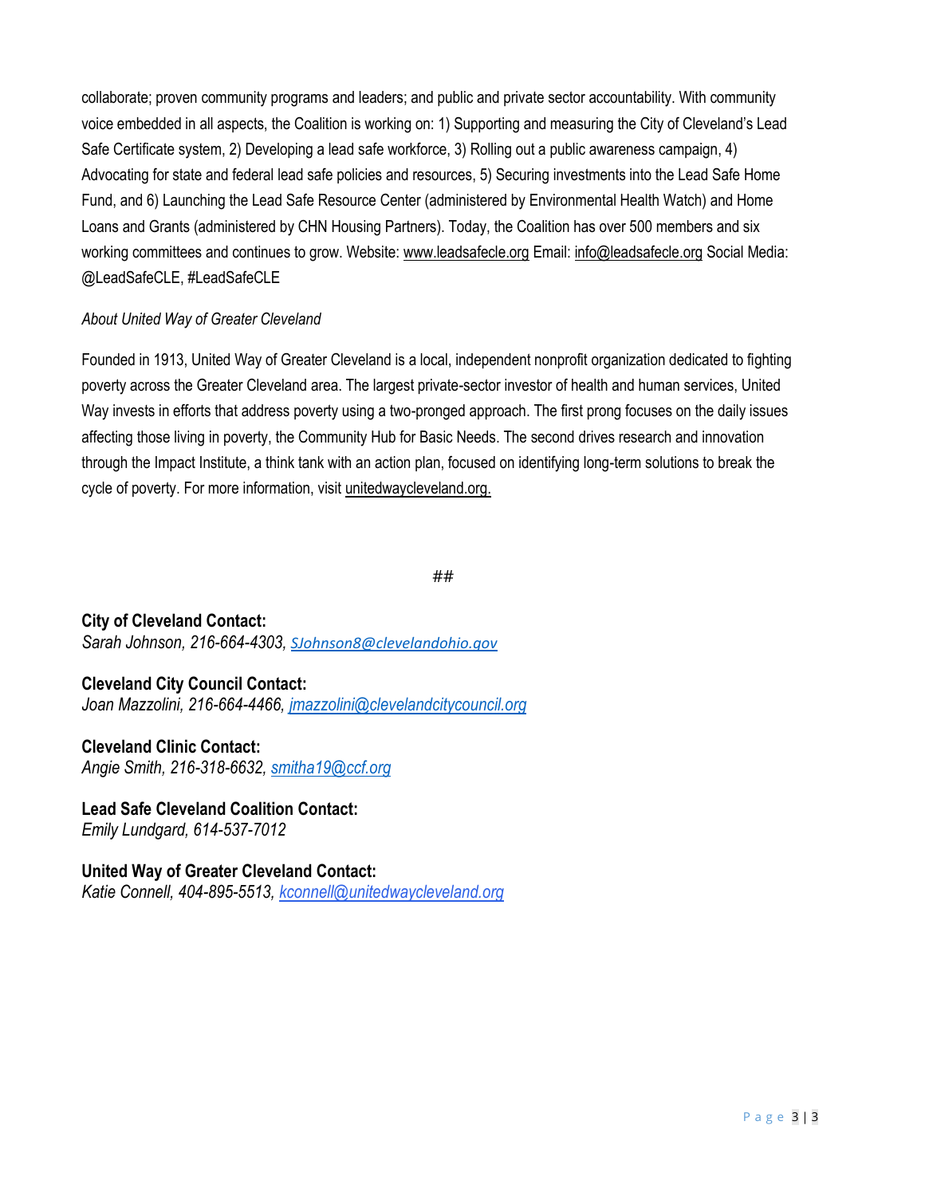collaborate; proven community programs and leaders; and public and private sector accountability. With community voice embedded in all aspects, the Coalition is working on: 1) Supporting and measuring the City of Cleveland's Lead Safe Certificate system, 2) Developing a lead safe workforce, 3) Rolling out a public awareness campaign, 4) Advocating for state and federal lead safe policies and resources, 5) Securing investments into the Lead Safe Home Fund, and 6) Launching the Lead Safe Resource Center (administered by Environmental Health Watch) and Home Loans and Grants (administered by CHN Housing Partners). Today, the Coalition has over 500 members and six working committees and continues to grow. Website: www.leadsafecle.org Email: info@leadsafecle.org Social Media: @LeadSafeCLE, #LeadSafeCLE

*About United Way of Greater Cleveland*

Founded in 1913, United Way of Greater Cleveland is a local, independent nonprofit organization dedicated to fighting poverty across the Greater Cleveland area. The largest private-sector investor of health and human services, United Way invests in efforts that address poverty using a two-pronged approach. The first prong focuses on the daily issues affecting those living in poverty, the Community Hub for Basic Needs. The second drives research and innovation through the Impact Institute, a think tank with an action plan, focused on identifying long-term solutions to break the cycle of poverty. For more information, visit unitedwaycleveland.org.

##

**City of Cleveland Contact:**
*Sarah Johnson, 216-664-4303, SJohnson8@clevelandohio.gov*

**Cleveland City Council Contact:**
*Joan Mazzolini, 216-664-4466, jmazzolini@clevelandcitycouncil.org*

**Cleveland Clinic Contact:**
*Angie Smith, 216-318-6632, smitha19@ccf.org*

**Lead Safe Cleveland Coalition Contact:**
*Emily Lundgard, 614-537-7012*

**United Way of Greater Cleveland Contact:**
*Katie Connell, 404-895-5513, kconnell@unitedwaycleveland.org*